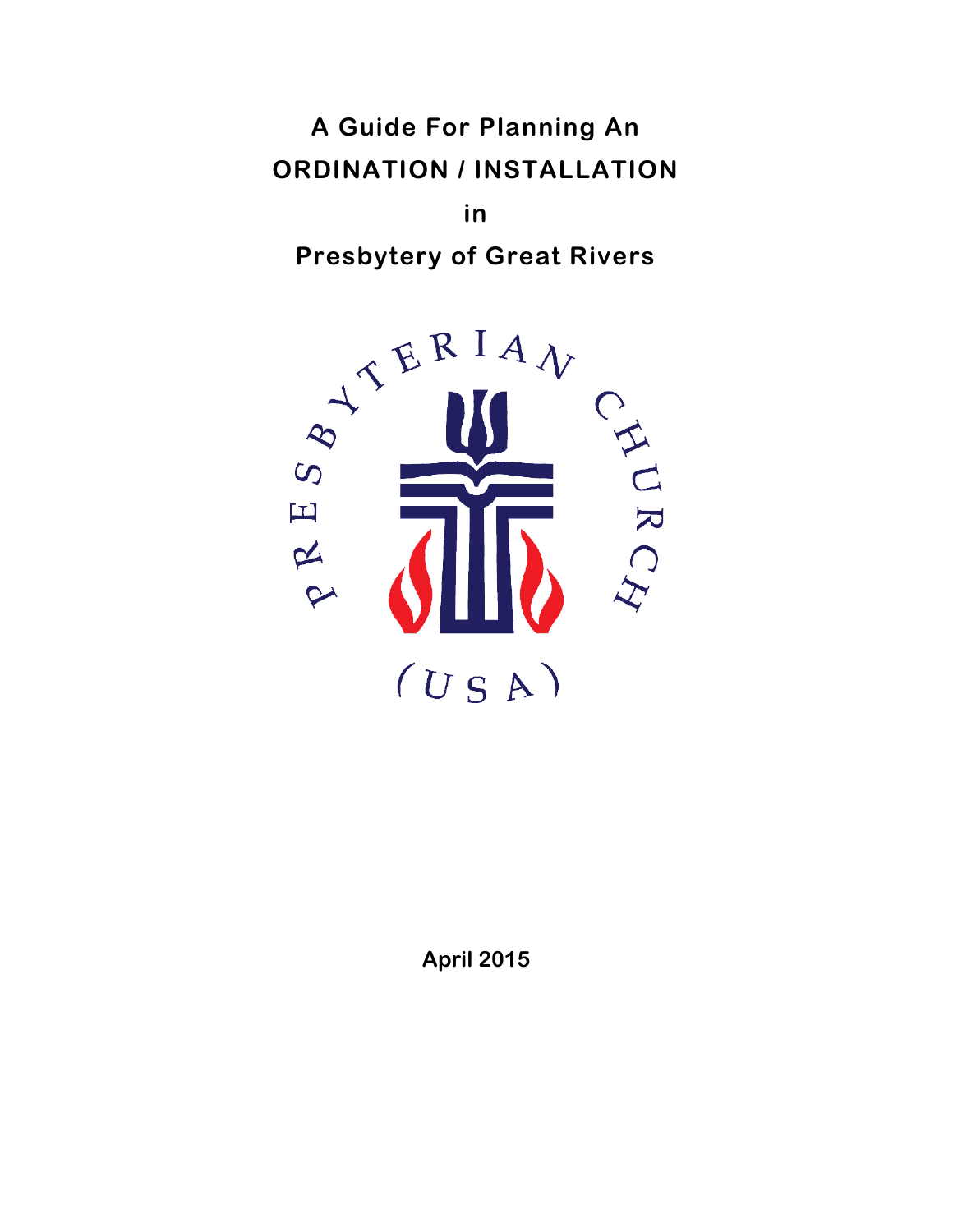# A Guide For Planning An ORDINATION / INSTALLATION in Presbytery of Great Rivers

**April 2015**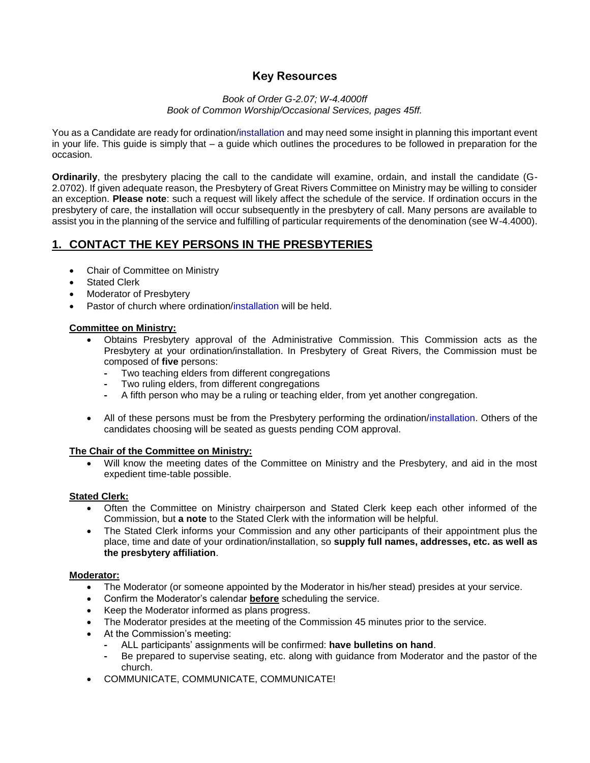## Key Resources

*Book of Order G-2.07; W-4.4000ff*
*Book of Common Worship/Occasional Services, pages 45ff.*

You as a Candidate are ready for ordination/installation and may need some insight in planning this important event in your life. This guide is simply that – a guide which outlines the procedures to be followed in preparation for the occasion.

**Ordinarily**, the presbytery placing the call to the candidate will examine, ordain, and install the candidate (G-2.0702). If given adequate reason, the Presbytery of Great Rivers Committee on Ministry may be willing to consider an exception. **Please note**: such a request will likely affect the schedule of the service. If ordination occurs in the presbytery of care, the installation will occur subsequently in the presbytery of call. Many persons are available to assist you in the planning of the service and fulfilling of particular requirements of the denomination (see W-4.4000).

## 1. CONTACT THE KEY PERSONS IN THE PRESBYTERIES

- Chair of Committee on Ministry
- Stated Clerk
- Moderator of Presbytery
- Pastor of church where ordination/installation will be held.

**Committee on Ministry:**

- Obtains Presbytery approval of the Administrative Commission. This Commission acts as the Presbytery at your ordination/installation. In Presbytery of Great Rivers, the Commission must be composed of **five** persons:
  - Two teaching elders from different congregations
  - Two ruling elders, from different congregations
  - A fifth person who may be a ruling or teaching elder, from yet another congregation.

- All of these persons must be from the Presbytery performing the ordination/installation. Others of the candidates choosing will be seated as guests pending COM approval.

**The Chair of the Committee on Ministry:**

- Will know the meeting dates of the Committee on Ministry and the Presbytery, and aid in the most expedient time-table possible.

**Stated Clerk:**

- Often the Committee on Ministry chairperson and Stated Clerk keep each other informed of the Commission, but **a note** to the Stated Clerk with the information will be helpful.
- The Stated Clerk informs your Commission and any other participants of their appointment plus the place, time and date of your ordination/installation, so **supply full names, addresses, etc. as well as the presbytery affiliation**.

**Moderator:**

- The Moderator (or someone appointed by the Moderator in his/her stead) presides at your service.
- Confirm the Moderator's calendar **before** scheduling the service.
- Keep the Moderator informed as plans progress.
- The Moderator presides at the meeting of the Commission 45 minutes prior to the service.
- At the Commission's meeting:
  - ALL participants' assignments will be confirmed: **have bulletins on hand**.
  - Be prepared to supervise seating, etc. along with guidance from Moderator and the pastor of the church.
- COMMUNICATE, COMMUNICATE, COMMUNICATE!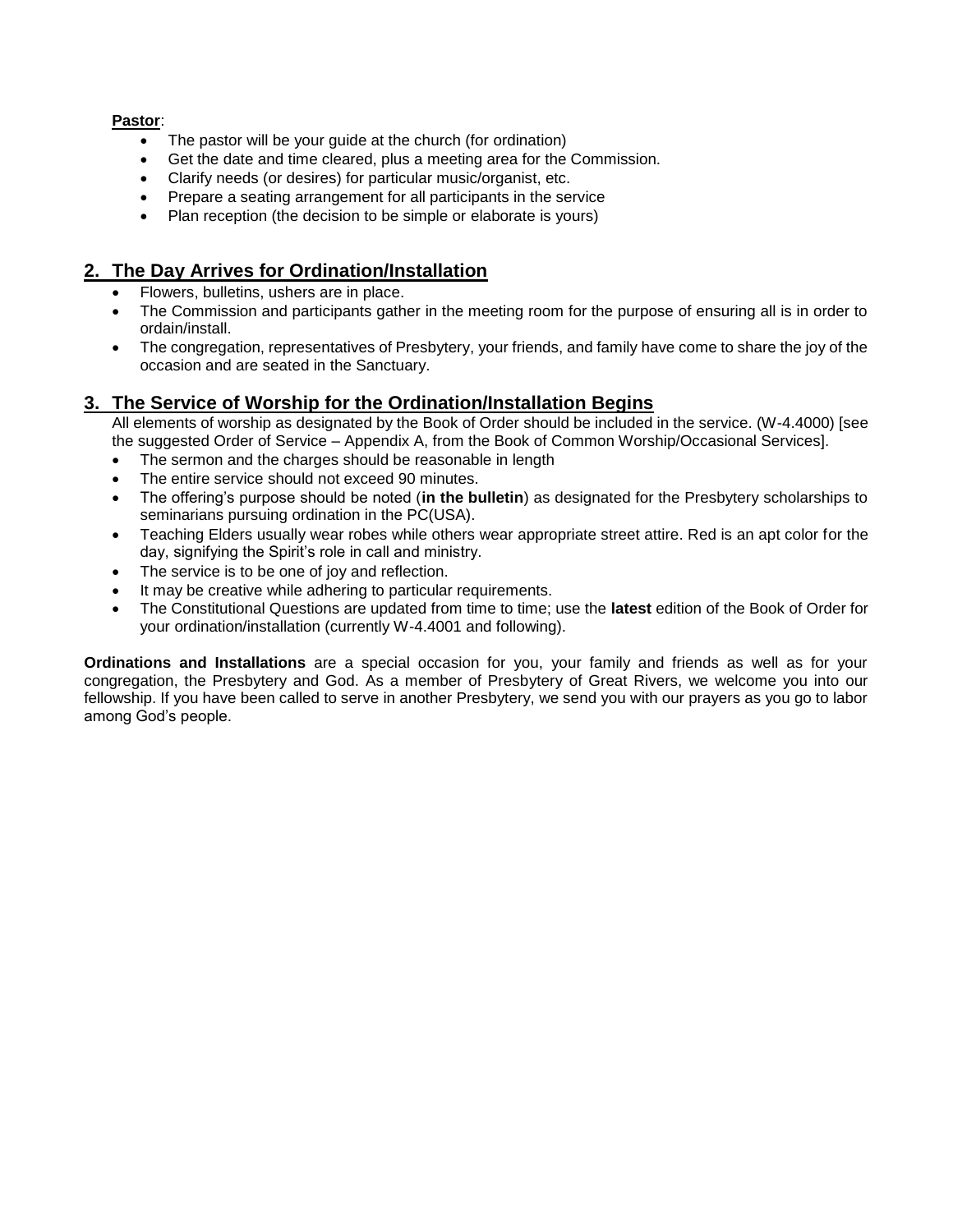**Pastor**:

- The pastor will be your guide at the church (for ordination)
- Get the date and time cleared, plus a meeting area for the Commission.
- Clarify needs (or desires) for particular music/organist, etc.
- Prepare a seating arrangement for all participants in the service
- Plan reception (the decision to be simple or elaborate is yours)

## 2. The Day Arrives for Ordination/Installation

- Flowers, bulletins, ushers are in place.
- The Commission and participants gather in the meeting room for the purpose of ensuring all is in order to ordain/install.
- The congregation, representatives of Presbytery, your friends, and family have come to share the joy of the occasion and are seated in the Sanctuary.

## 3. The Service of Worship for the Ordination/Installation Begins

All elements of worship as designated by the Book of Order should be included in the service. (W-4.4000) [see the suggested Order of Service – Appendix A, from the Book of Common Worship/Occasional Services].

- The sermon and the charges should be reasonable in length
- The entire service should not exceed 90 minutes.
- The offering's purpose should be noted (**in the bulletin**) as designated for the Presbytery scholarships to seminarians pursuing ordination in the PC(USA).
- Teaching Elders usually wear robes while others wear appropriate street attire. Red is an apt color for the day, signifying the Spirit's role in call and ministry.
- The service is to be one of joy and reflection.
- It may be creative while adhering to particular requirements.
- The Constitutional Questions are updated from time to time; use the **latest** edition of the Book of Order for your ordination/installation (currently W-4.4001 and following).

**Ordinations and Installations** are a special occasion for you, your family and friends as well as for your congregation, the Presbytery and God. As a member of Presbytery of Great Rivers, we welcome you into our fellowship. If you have been called to serve in another Presbytery, we send you with our prayers as you go to labor among God's people.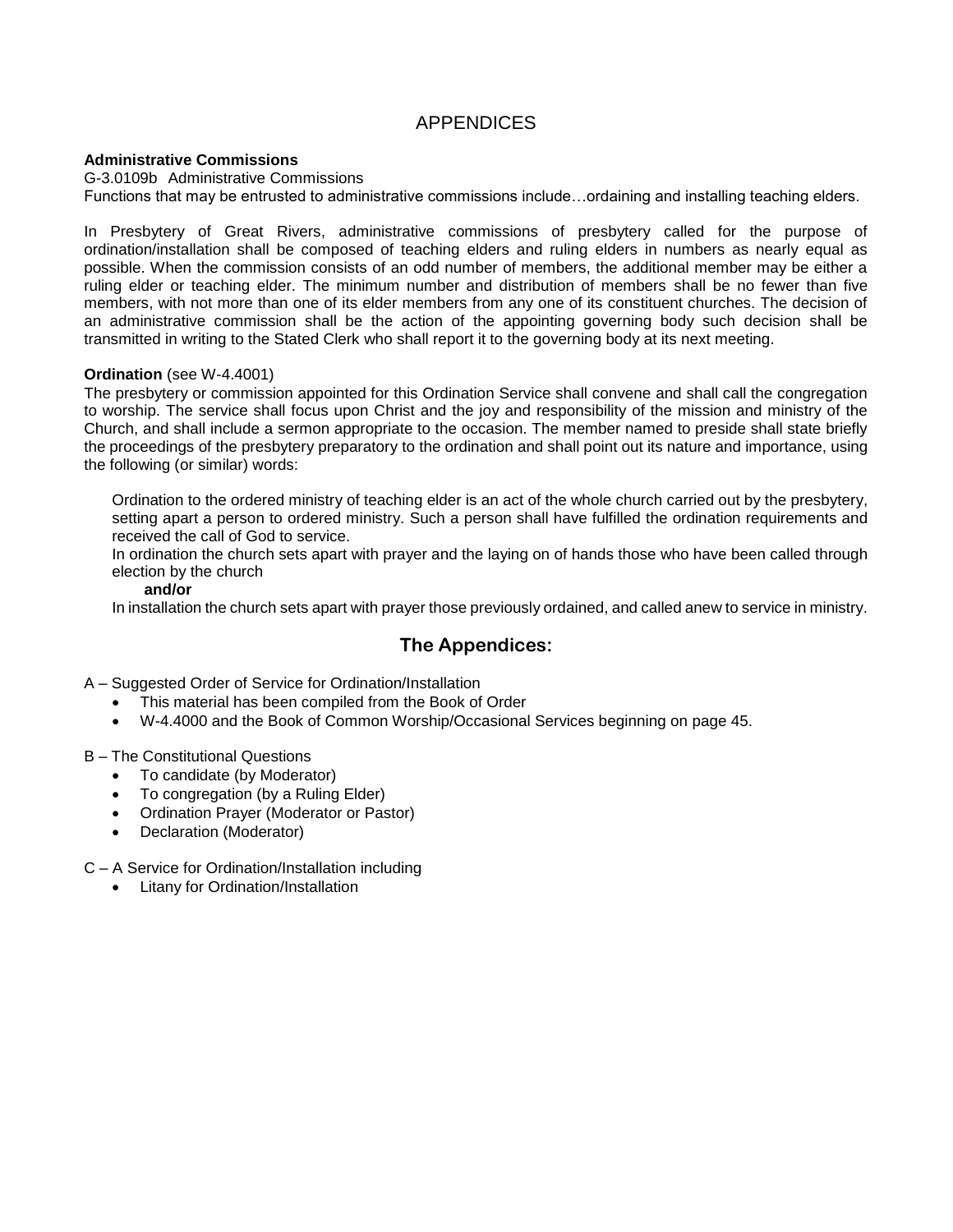# APPENDICES

**Administrative Commissions**

G-3.0109b Administrative Commissions

Functions that may be entrusted to administrative commissions include…ordaining and installing teaching elders.

In Presbytery of Great Rivers, administrative commissions of presbytery called for the purpose of ordination/installation shall be composed of teaching elders and ruling elders in numbers as nearly equal as possible. When the commission consists of an odd number of members, the additional member may be either a ruling elder or teaching elder. The minimum number and distribution of members shall be no fewer than five members, with not more than one of its elder members from any one of its constituent churches. The decision of an administrative commission shall be the action of the appointing governing body such decision shall be transmitted in writing to the Stated Clerk who shall report it to the governing body at its next meeting.

**Ordination** (see W-4.4001)

The presbytery or commission appointed for this Ordination Service shall convene and shall call the congregation to worship. The service shall focus upon Christ and the joy and responsibility of the mission and ministry of the Church, and shall include a sermon appropriate to the occasion. The member named to preside shall state briefly the proceedings of the presbytery preparatory to the ordination and shall point out its nature and importance, using the following (or similar) words:

> Ordination to the ordered ministry of teaching elder is an act of the whole church carried out by the presbytery, setting apart a person to ordered ministry. Such a person shall have fulfilled the ordination requirements and received the call of God to service.
>
> In ordination the church sets apart with prayer and the laying on of hands those who have been called through election by the church
>
> **and/or**
>
> In installation the church sets apart with prayer those previously ordained, and called anew to service in ministry.

## The Appendices:

A – Suggested Order of Service for Ordination/Installation

- This material has been compiled from the Book of Order
- W-4.4000 and the Book of Common Worship/Occasional Services beginning on page 45.

B – The Constitutional Questions

- To candidate (by Moderator)
- To congregation (by a Ruling Elder)
- Ordination Prayer (Moderator or Pastor)
- Declaration (Moderator)

C – A Service for Ordination/Installation including

- Litany for Ordination/Installation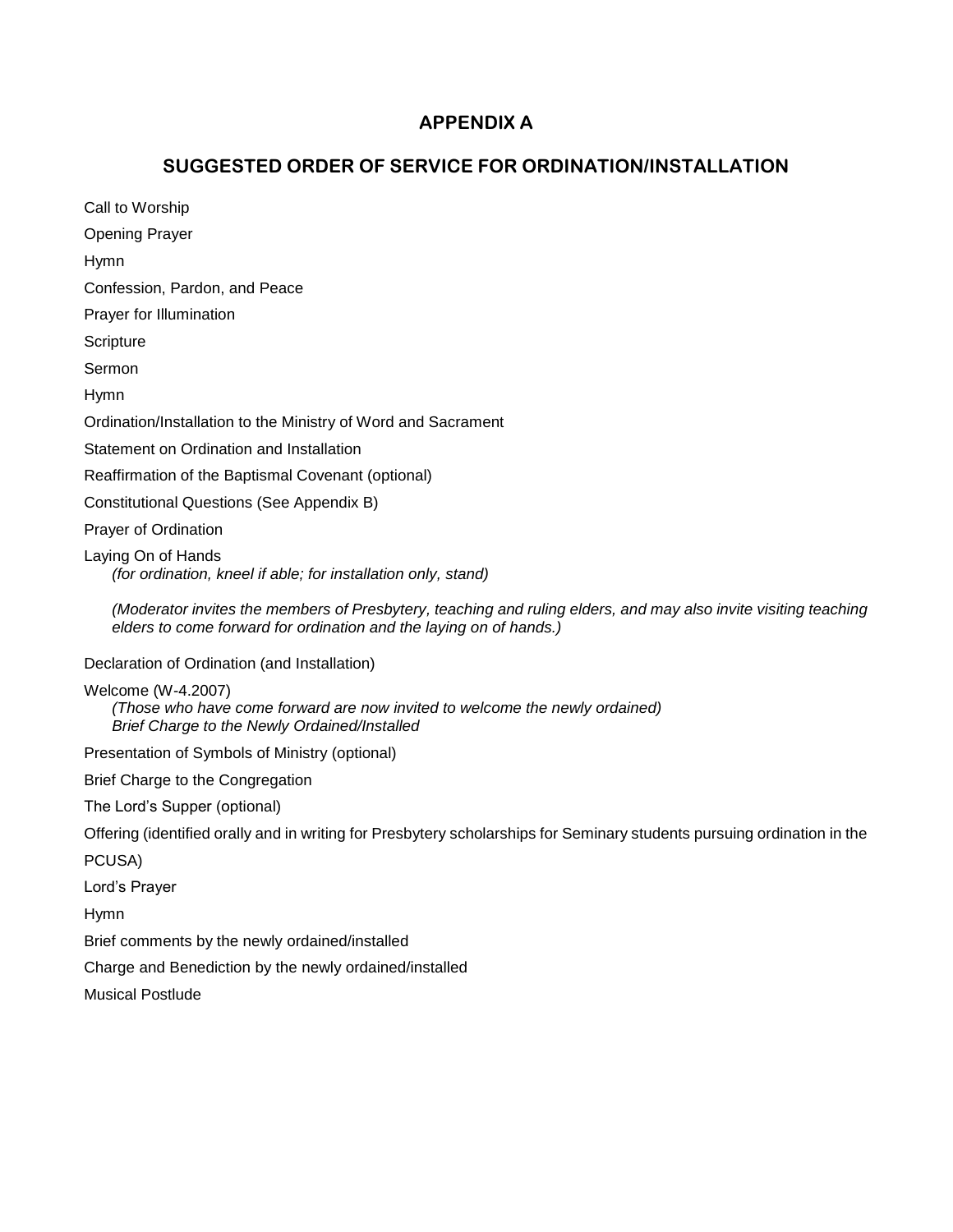# APPENDIX A

## SUGGESTED ORDER OF SERVICE FOR ORDINATION/INSTALLATION

Call to Worship

Opening Prayer

Hymn

Confession, Pardon, and Peace

Prayer for Illumination

Scripture

Sermon

Hymn

Ordination/Installation to the Ministry of Word and Sacrament

Statement on Ordination and Installation

Reaffirmation of the Baptismal Covenant (optional)

Constitutional Questions (See Appendix B)

Prayer of Ordination

Laying On of Hands
*(for ordination, kneel if able; for installation only, stand)*

*(Moderator invites the members of Presbytery, teaching and ruling elders, and may also invite visiting teaching elders to come forward for ordination and the laying on of hands.)*

Declaration of Ordination (and Installation)

Welcome (W-4.2007)
*(Those who have come forward are now invited to welcome the newly ordained)*
*Brief Charge to the Newly Ordained/Installed*

Presentation of Symbols of Ministry (optional)

Brief Charge to the Congregation

The Lord's Supper (optional)

Offering (identified orally and in writing for Presbytery scholarships for Seminary students pursuing ordination in the PCUSA)

Lord's Prayer

Hymn

Brief comments by the newly ordained/installed

Charge and Benediction by the newly ordained/installed

Musical Postlude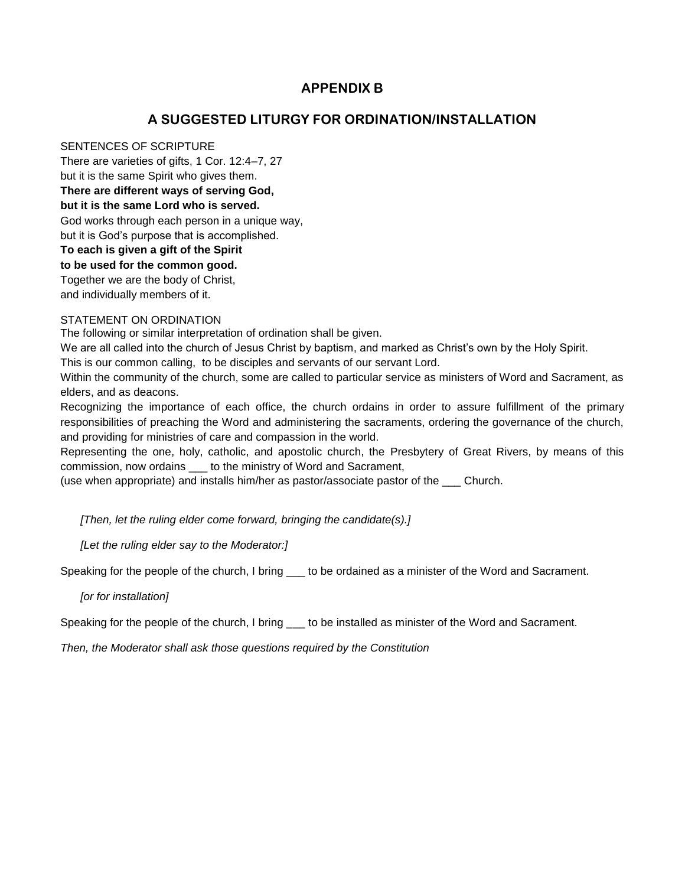# APPENDIX B

## A SUGGESTED LITURGY FOR ORDINATION/INSTALLATION

SENTENCES OF SCRIPTURE

There are varieties of gifts, 1 Cor. 12:4–7, 27
but it is the same Spirit who gives them.
**There are different ways of serving God,**
**but it is the same Lord who is served.**
God works through each person in a unique way,
but it is God's purpose that is accomplished.
**To each is given a gift of the Spirit**
**to be used for the common good.**
Together we are the body of Christ,
and individually members of it.

STATEMENT ON ORDINATION

The following or similar interpretation of ordination shall be given.

We are all called into the church of Jesus Christ by baptism, and marked as Christ's own by the Holy Spirit.

This is our common calling, to be disciples and servants of our servant Lord.

Within the community of the church, some are called to particular service as ministers of Word and Sacrament, as elders, and as deacons.

Recognizing the importance of each office, the church ordains in order to assure fulfillment of the primary responsibilities of preaching the Word and administering the sacraments, ordering the governance of the church, and providing for ministries of care and compassion in the world.

Representing the one, holy, catholic, and apostolic church, the Presbytery of Great Rivers, by means of this commission, now ordains ___ to the ministry of Word and Sacrament,

(use when appropriate) and installs him/her as pastor/associate pastor of the ___ Church.

*[Then, let the ruling elder come forward, bringing the candidate(s).]*

*[Let the ruling elder say to the Moderator:]*

Speaking for the people of the church, I bring ___ to be ordained as a minister of the Word and Sacrament.

*[or for installation]*

Speaking for the people of the church, I bring ___ to be installed as minister of the Word and Sacrament.

*Then, the Moderator shall ask those questions required by the Constitution*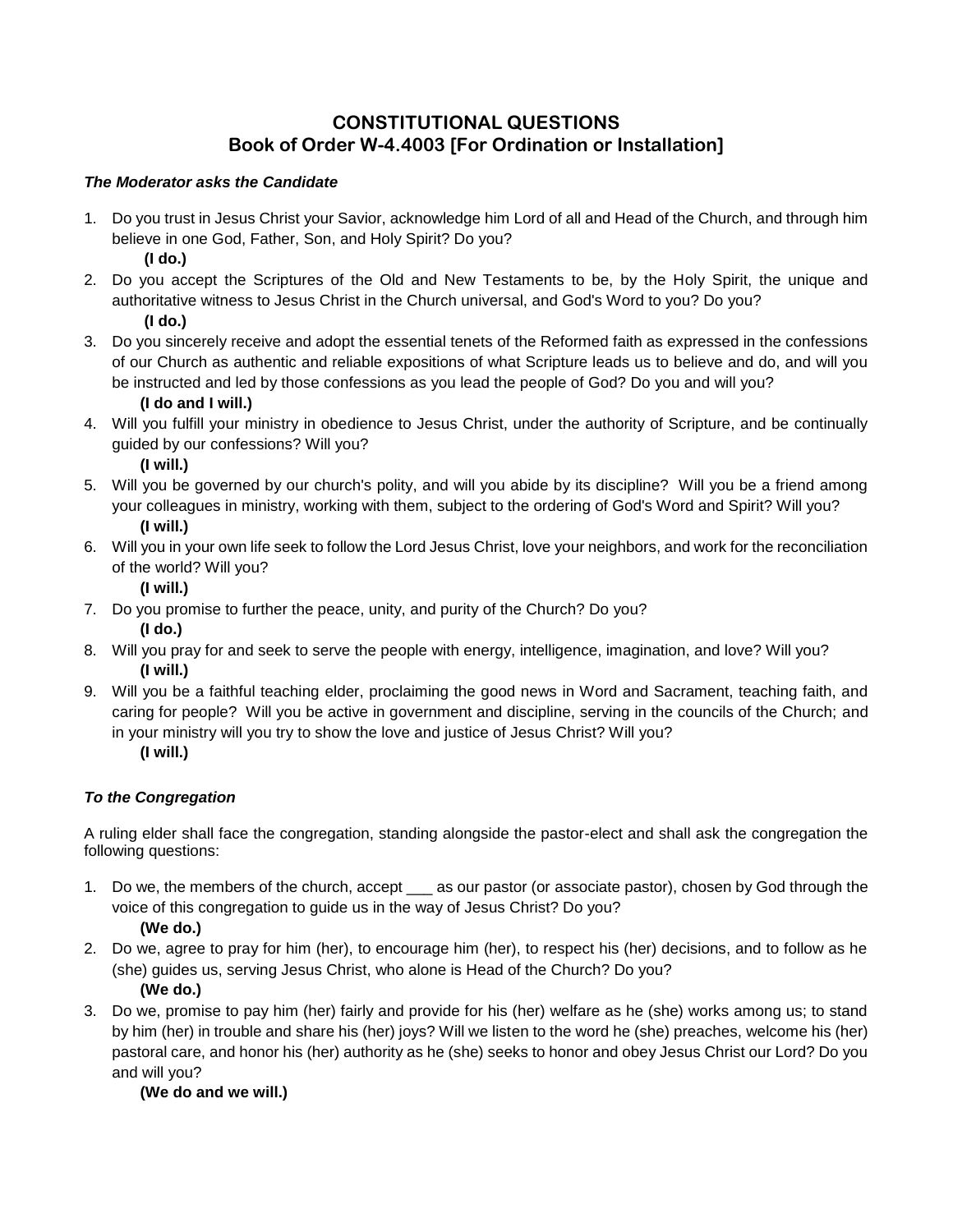# CONSTITUTIONAL QUESTIONS
## Book of Order W-4.4003 [For Ordination or Installation]

***The Moderator asks the Candidate***

1. Do you trust in Jesus Christ your Savior, acknowledge him Lord of all and Head of the Church, and through him believe in one God, Father, Son, and Holy Spirit? Do you?
   **(I do.)**
2. Do you accept the Scriptures of the Old and New Testaments to be, by the Holy Spirit, the unique and authoritative witness to Jesus Christ in the Church universal, and God's Word to you? Do you?
   **(I do.)**
3. Do you sincerely receive and adopt the essential tenets of the Reformed faith as expressed in the confessions of our Church as authentic and reliable expositions of what Scripture leads us to believe and do, and will you be instructed and led by those confessions as you lead the people of God? Do you and will you?
   **(I do and I will.)**
4. Will you fulfill your ministry in obedience to Jesus Christ, under the authority of Scripture, and be continually guided by our confessions? Will you?
   **(I will.)**
5. Will you be governed by our church's polity, and will you abide by its discipline? Will you be a friend among your colleagues in ministry, working with them, subject to the ordering of God's Word and Spirit? Will you?
   **(I will.)**
6. Will you in your own life seek to follow the Lord Jesus Christ, love your neighbors, and work for the reconciliation of the world? Will you?
   **(I will.)**
7. Do you promise to further the peace, unity, and purity of the Church? Do you?
   **(I do.)**
8. Will you pray for and seek to serve the people with energy, intelligence, imagination, and love? Will you?
   **(I will.)**
9. Will you be a faithful teaching elder, proclaiming the good news in Word and Sacrament, teaching faith, and caring for people? Will you be active in government and discipline, serving in the councils of the Church; and in your ministry will you try to show the love and justice of Jesus Christ? Will you?
   **(I will.)**

***To the Congregation***

A ruling elder shall face the congregation, standing alongside the pastor-elect and shall ask the congregation the following questions:

1. Do we, the members of the church, accept ___ as our pastor (or associate pastor), chosen by God through the voice of this congregation to guide us in the way of Jesus Christ? Do you?
   **(We do.)**
2. Do we, agree to pray for him (her), to encourage him (her), to respect his (her) decisions, and to follow as he (she) guides us, serving Jesus Christ, who alone is Head of the Church? Do you?
   **(We do.)**
3. Do we, promise to pay him (her) fairly and provide for his (her) welfare as he (she) works among us; to stand by him (her) in trouble and share his (her) joys? Will we listen to the word he (she) preaches, welcome his (her) pastoral care, and honor his (her) authority as he (she) seeks to honor and obey Jesus Christ our Lord? Do you and will you?
   **(We do and we will.)**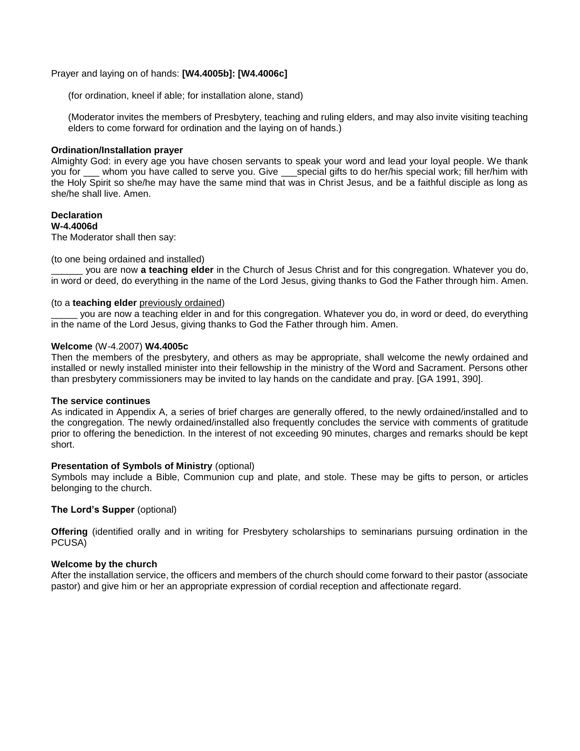Prayer and laying on of hands: **[W4.4005b]: [W4.4006c]**

(for ordination, kneel if able; for installation alone, stand)

(Moderator invites the members of Presbytery, teaching and ruling elders, and may also invite visiting teaching elders to come forward for ordination and the laying on of hands.)

**Ordination/Installation prayer**
Almighty God: in every age you have chosen servants to speak your word and lead your loyal people. We thank you for ___ whom you have called to serve you. Give ___special gifts to do her/his special work; fill her/him with the Holy Spirit so she/he may have the same mind that was in Christ Jesus, and be a faithful disciple as long as she/he shall live. Amen.

**Declaration**
**W-4.4006d**
The Moderator shall then say:

(to one being ordained and installed)
______ you are now **a teaching elder** in the Church of Jesus Christ and for this congregation. Whatever you do, in word or deed, do everything in the name of the Lord Jesus, giving thanks to God the Father through him. Amen.

(to a **teaching elder** previously ordained)
_____ you are now a teaching elder in and for this congregation. Whatever you do, in word or deed, do everything in the name of the Lord Jesus, giving thanks to God the Father through him. Amen.

**Welcome** (W-4.2007) **W4.4005c**
Then the members of the presbytery, and others as may be appropriate, shall welcome the newly ordained and installed or newly installed minister into their fellowship in the ministry of the Word and Sacrament. Persons other than presbytery commissioners may be invited to lay hands on the candidate and pray. [GA 1991, 390].

**The service continues**
As indicated in Appendix A, a series of brief charges are generally offered, to the newly ordained/installed and to the congregation. The newly ordained/installed also frequently concludes the service with comments of gratitude prior to offering the benediction. In the interest of not exceeding 90 minutes, charges and remarks should be kept short.

**Presentation of Symbols of Ministry** (optional)
Symbols may include a Bible, Communion cup and plate, and stole. These may be gifts to person, or articles belonging to the church.

**The Lord's Supper** (optional)

**Offering** (identified orally and in writing for Presbytery scholarships to seminarians pursuing ordination in the PCUSA)

**Welcome by the church**
After the installation service, the officers and members of the church should come forward to their pastor (associate pastor) and give him or her an appropriate expression of cordial reception and affectionate regard.